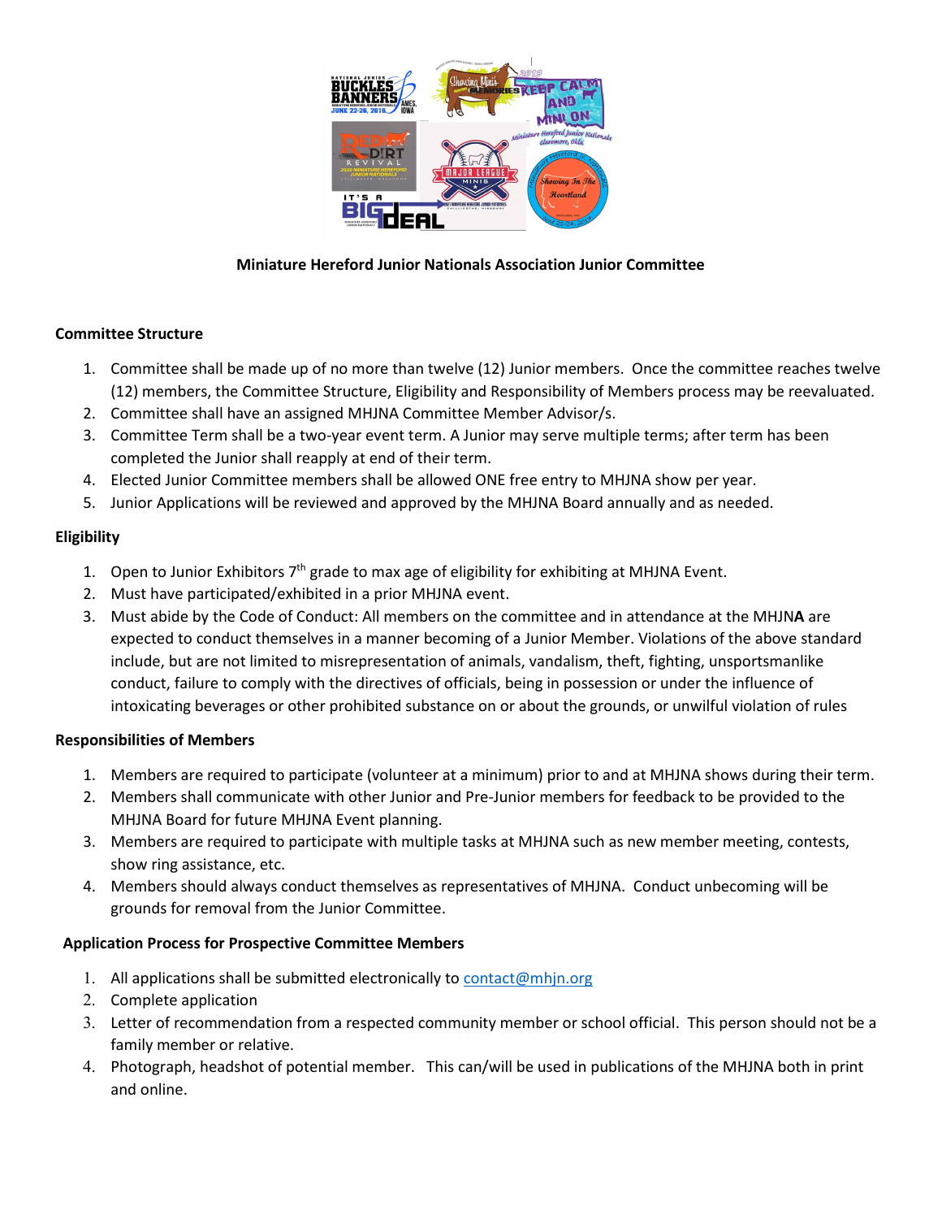**Miniature Hereford Junior Nationals Association Junior Committee**

**Committee Structure**

1. Committee shall be made up of no more than twelve (12) Junior members. Once the committee reaches twelve (12) members, the Committee Structure, Eligibility and Responsibility of Members process may be reevaluated.
2. Committee shall have an assigned MHJNA Committee Member Advisor/s.
3. Committee Term shall be a two-year event term. A Junior may serve multiple terms; after term has been completed the Junior shall reapply at end of their term.
4. Elected Junior Committee members shall be allowed ONE free entry to MHJNA show per year.
5. Junior Applications will be reviewed and approved by the MHJNA Board annually and as needed.

**Eligibility**

1. Open to Junior Exhibitors 7th grade to max age of eligibility for exhibiting at MHJNA Event.
2. Must have participated/exhibited in a prior MHJNA event.
3. Must abide by the Code of Conduct: All members on the committee and in attendance at the MHJN**A** are expected to conduct themselves in a manner becoming of a Junior Member. Violations of the above standard include, but are not limited to misrepresentation of animals, vandalism, theft, fighting, unsportsmanlike conduct, failure to comply with the directives of officials, being in possession or under the influence of intoxicating beverages or other prohibited substance on or about the grounds, or unwilful violation of rules

**Responsibilities of Members**

1. Members are required to participate (volunteer at a minimum) prior to and at MHJNA shows during their term.
2. Members shall communicate with other Junior and Pre-Junior members for feedback to be provided to the MHJNA Board for future MHJNA Event planning.
3. Members are required to participate with multiple tasks at MHJNA such as new member meeting, contests, show ring assistance, etc.
4. Members should always conduct themselves as representatives of MHJNA. Conduct unbecoming will be grounds for removal from the Junior Committee.

**Application Process for Prospective Committee Members**

1. All applications shall be submitted electronically to contact@mhjn.org
2. Complete application
3. Letter of recommendation from a respected community member or school official. This person should not be a family member or relative.
4. Photograph, headshot of potential member. This can/will be used in publications of the MHJNA both in print and online.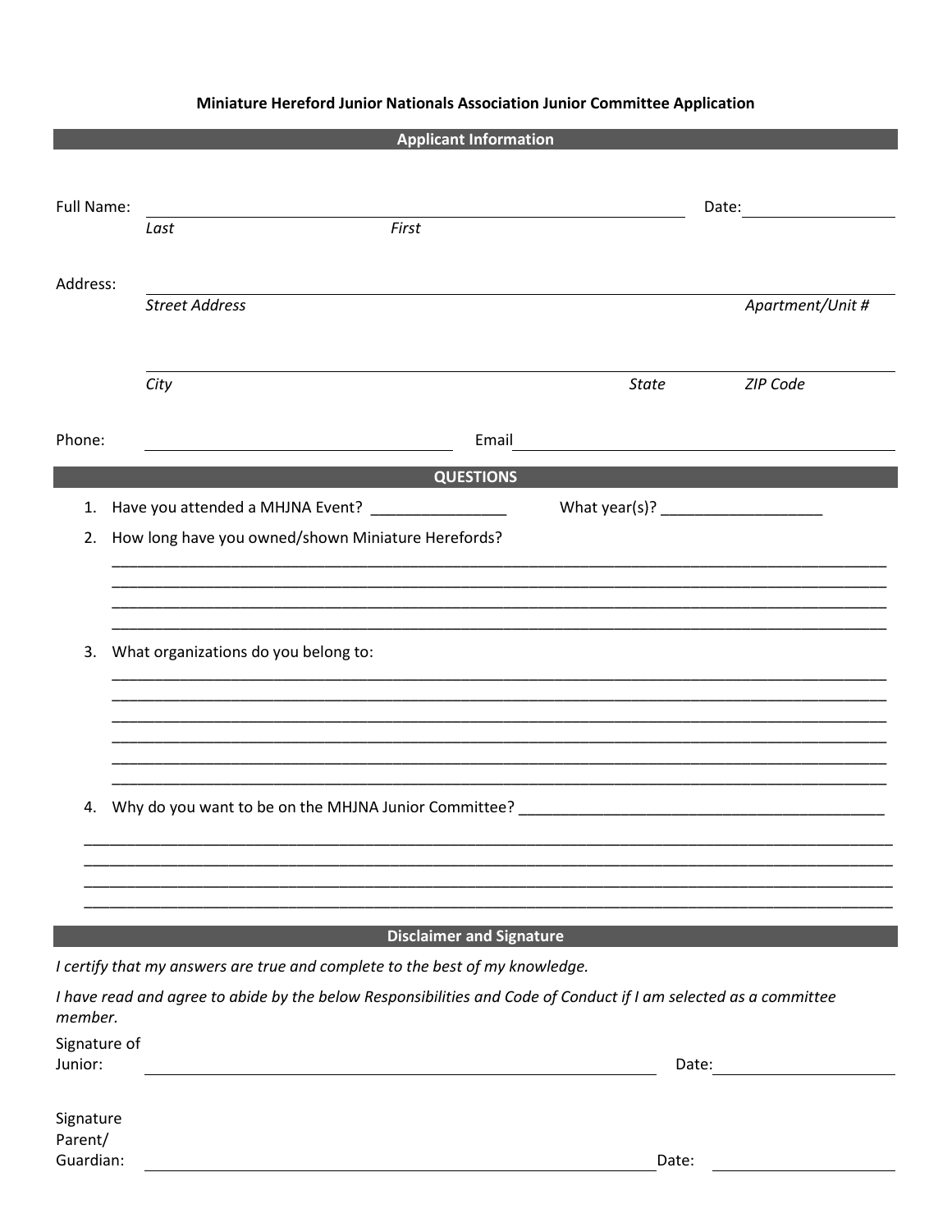**Miniature Hereford Junior Nationals Association Junior Committee Application**

## Applicant Information

Full Name: ______________________________________________ Date: ____________
*Last* *First*

Address: ______________________________________________________________
*Street Address* *Apartment/Unit #*

______________________________________________________________
*City* *State* *ZIP Code*

Phone: ________________________ Email ________________________________

## QUESTIONS

1. Have you attended a MHJNA Event? ________________ What year(s)? ___________________
2. How long have you owned/shown Miniature Herefords?
 ________________________________________________________________________________________
 ________________________________________________________________________________________
 ________________________________________________________________________________________
 ________________________________________________________________________________________
3. What organizations do you belong to:
 ________________________________________________________________________________________
 ________________________________________________________________________________________
 ________________________________________________________________________________________
 ________________________________________________________________________________________
 ________________________________________________________________________________________
 ________________________________________________________________________________________
4. Why do you want to be on the MHJNA Junior Committee? _____________________________________________

__________________________________________________________________________________________
__________________________________________________________________________________________
__________________________________________________________________________________________
__________________________________________________________________________________________

## Disclaimer and Signature

*I certify that my answers are true and complete to the best of my knowledge.*

*I have read and agree to abide by the below Responsibilities and Code of Conduct if I am selected as a committee member.*

Signature of Junior: ______________________________________________ Date: ____________

Signature Parent/ Guardian: ______________________________________________ Date: ____________